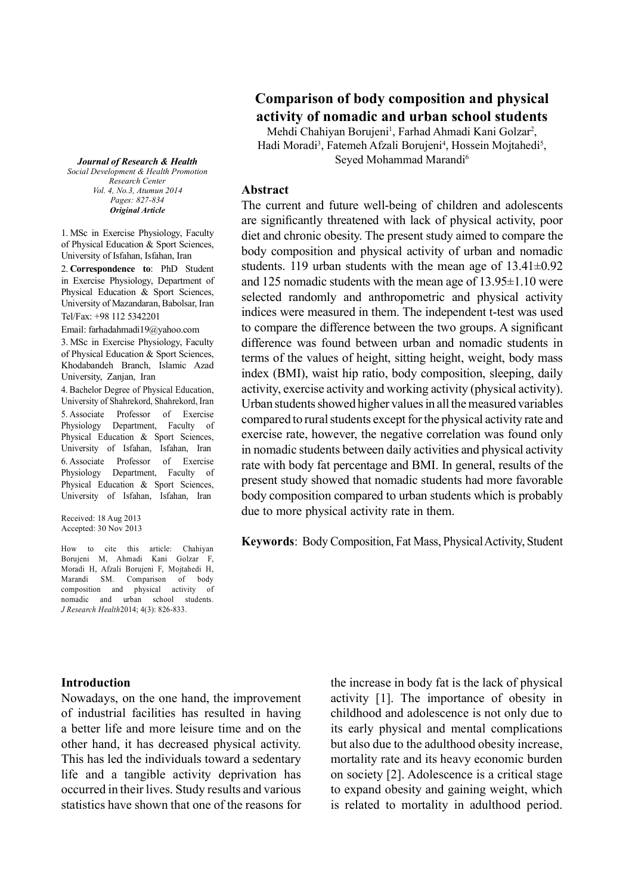# Comparison of body composition and physical activity of nomadic and urban school students

Mehdi Chahiyan Borujeni[1], Farhad Ahmadi Kani Golzar[2], Hadi Moradi[3], Fatemeh Afzali Borujeni[4], Hossein Mojtahedi[5], Seyed Mohammad Marandi[6]

*Journal of Research & Health*
*Social Development & Health Promotion Research Center*
*Vol. 4, No.3, Atumun 2014*
*Pages: 827-834*
***Original Article***

1. MSc in Exercise Physiology, Faculty of Physical Education & Sport Sciences, University of Isfahan, Isfahan, Iran
2. **Correspondence to**: PhD Student in Exercise Physiology, Department of Physical Education & Sport Sciences, University of Mazandaran, Babolsar, Iran
Tel/Fax: +98 112 5342201
Email: farhadahmadi19@yahoo.com
3. MSc in Exercise Physiology, Faculty of Physical Education & Sport Sciences, Khodabandeh Branch, Islamic Azad University, Zanjan, Iran
4. Bachelor Degree of Physical Education, University of Shahrekord, Shahrekord, Iran
5. Associate Professor of Exercise Physiology Department, Faculty of Physical Education & Sport Sciences, University of Isfahan, Isfahan, Iran
6. Associate Professor of Exercise Physiology Department, Faculty of Physical Education & Sport Sciences, University of Isfahan, Isfahan, Iran

Received: 18 Aug 2013
Accepted: 30 Nov 2013

How to cite this article: Chahiyan Borujeni M, Ahmadi Kani Golzar F, Moradi H, Afzali Borujeni F, Mojtahedi H, Marandi SM. Comparison of body composition and physical activity of nomadic and urban school students. *J Research Health*2014; 4(3): 826-833.

## Abstract

The current and future well-being of children and adolescents are significantly threatened with lack of physical activity, poor diet and chronic obesity. The present study aimed to compare the body composition and physical activity of urban and nomadic students. 119 urban students with the mean age of 13.41±0.92 and 125 nomadic students with the mean age of 13.95±1.10 were selected randomly and anthropometric and physical activity indices were measured in them. The independent t-test was used to compare the difference between the two groups. A significant difference was found between urban and nomadic students in terms of the values of height, sitting height, weight, body mass index (BMI), waist hip ratio, body composition, sleeping, daily activity, exercise activity and working activity (physical activity). Urban students showed higher values in all the measured variables compared to rural students except for the physical activity rate and exercise rate, however, the negative correlation was found only in nomadic students between daily activities and physical activity rate with body fat percentage and BMI. In general, results of the present study showed that nomadic students had more favorable body composition compared to urban students which is probably due to more physical activity rate in them.

**Keywords**: Body Composition, Fat Mass, Physical Activity, Student

## Introduction

Nowadays, on the one hand, the improvement of industrial facilities has resulted in having a better life and more leisure time and on the other hand, it has decreased physical activity. This has led the individuals toward a sedentary life and a tangible activity deprivation has occurred in their lives. Study results and various statistics have shown that one of the reasons for the increase in body fat is the lack of physical activity [1]. The importance of obesity in childhood and adolescence is not only due to its early physical and mental complications but also due to the adulthood obesity increase, mortality rate and its heavy economic burden on society [2]. Adolescence is a critical stage to expand obesity and gaining weight, which is related to mortality in adulthood period.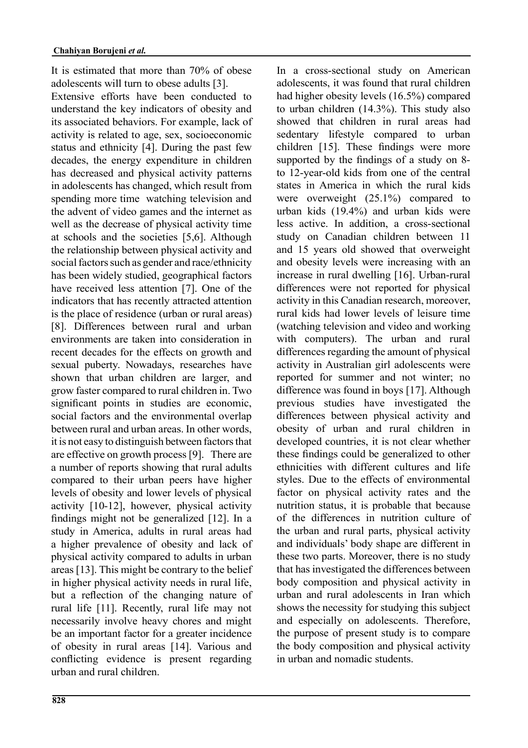It is estimated that more than 70% of obese adolescents will turn to obese adults [3].

Extensive efforts have been conducted to understand the key indicators of obesity and its associated behaviors. For example, lack of activity is related to age, sex, socioeconomic status and ethnicity [4]. During the past few decades, the energy expenditure in children has decreased and physical activity patterns in adolescents has changed, which result from spending more time watching television and the advent of video games and the internet as well as the decrease of physical activity time at schools and the societies [5,6]. Although the relationship between physical activity and social factors such as gender and race/ethnicity has been widely studied, geographical factors have received less attention [7]. One of the indicators that has recently attracted attention is the place of residence (urban or rural areas) [8]. Differences between rural and urban environments are taken into consideration in recent decades for the effects on growth and sexual puberty. Nowadays, researches have shown that urban children are larger, and grow faster compared to rural children in. Two significant points in studies are economic, social factors and the environmental overlap between rural and urban areas. In other words, it is not easy to distinguish between factors that are effective on growth process [9]. There are a number of reports showing that rural adults compared to their urban peers have higher levels of obesity and lower levels of physical activity [10-12], however, physical activity findings might not be generalized [12]. In a study in America, adults in rural areas had a higher prevalence of obesity and lack of physical activity compared to adults in urban areas [13]. This might be contrary to the belief in higher physical activity needs in rural life, but a reflection of the changing nature of rural life [11]. Recently, rural life may not necessarily involve heavy chores and might be an important factor for a greater incidence of obesity in rural areas [14]. Various and conflicting evidence is present regarding urban and rural children.

In a cross-sectional study on American adolescents, it was found that rural children had higher obesity levels (16.5%) compared to urban children (14.3%). This study also showed that children in rural areas had sedentary lifestyle compared to urban children [15]. These findings were more supported by the findings of a study on 8- to 12-year-old kids from one of the central states in America in which the rural kids were overweight (25.1%) compared to urban kids (19.4%) and urban kids were less active. In addition, a cross-sectional study on Canadian children between 11 and 15 years old showed that overweight and obesity levels were increasing with an increase in rural dwelling [16]. Urban-rural differences were not reported for physical activity in this Canadian research, moreover, rural kids had lower levels of leisure time (watching television and video and working with computers). The urban and rural differences regarding the amount of physical activity in Australian girl adolescents were reported for summer and not winter; no difference was found in boys [17]. Although previous studies have investigated the differences between physical activity and obesity of urban and rural children in developed countries, it is not clear whether these findings could be generalized to other ethnicities with different cultures and life styles. Due to the effects of environmental factor on physical activity rates and the nutrition status, it is probable that because of the differences in nutrition culture of the urban and rural parts, physical activity and individuals' body shape are different in these two parts. Moreover, there is no study that has investigated the differences between body composition and physical activity in urban and rural adolescents in Iran which shows the necessity for studying this subject and especially on adolescents. Therefore, the purpose of present study is to compare the body composition and physical activity in urban and nomadic students.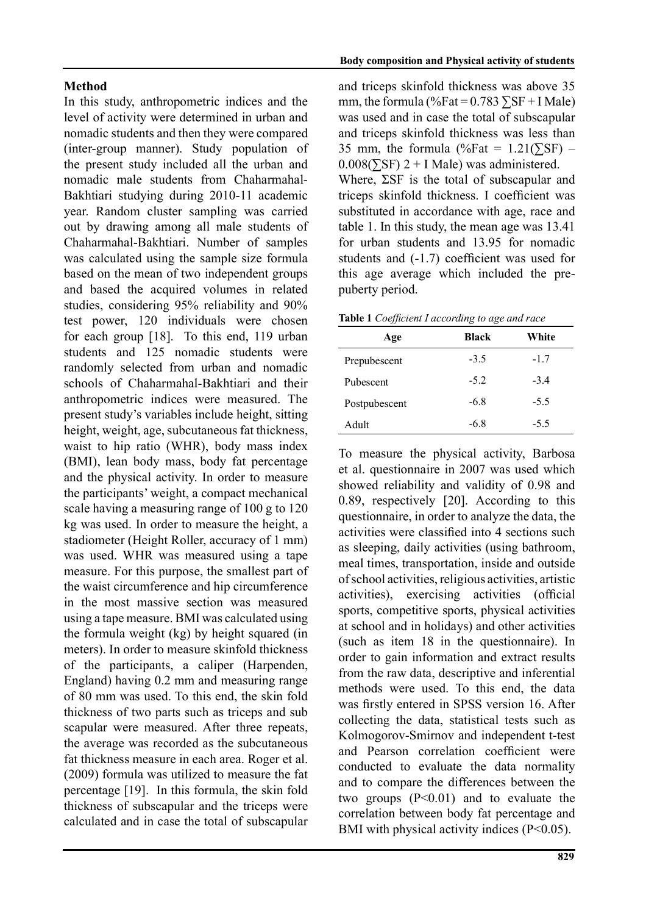## Method

In this study, anthropometric indices and the level of activity were determined in urban and nomadic students and then they were compared (inter-group manner). Study population of the present study included all the urban and nomadic male students from Chaharmahal-Bakhtiari studying during 2010-11 academic year. Random cluster sampling was carried out by drawing among all male students of Chaharmahal-Bakhtiari. Number of samples was calculated using the sample size formula based on the mean of two independent groups and based the acquired volumes in related studies, considering 95% reliability and 90% test power, 120 individuals were chosen for each group [18]. To this end, 119 urban students and 125 nomadic students were randomly selected from urban and nomadic schools of Chaharmahal-Bakhtiari and their anthropometric indices were measured. The present study's variables include height, sitting height, weight, age, subcutaneous fat thickness, waist to hip ratio (WHR), body mass index (BMI), lean body mass, body fat percentage and the physical activity. In order to measure the participants' weight, a compact mechanical scale having a measuring range of 100 g to 120 kg was used. In order to measure the height, a stadiometer (Height Roller, accuracy of 1 mm) was used. WHR was measured using a tape measure. For this purpose, the smallest part of the waist circumference and hip circumference in the most massive section was measured using a tape measure. BMI was calculated using the formula weight (kg) by height squared (in meters). In order to measure skinfold thickness of the participants, a caliper (Harpenden, England) having 0.2 mm and measuring range of 80 mm was used. To this end, the skin fold thickness of two parts such as triceps and sub scapular were measured. After three repeats, the average was recorded as the subcutaneous fat thickness measure in each area. Roger et al. (2009) formula was utilized to measure the fat percentage [19]. In this formula, the skin fold thickness of subscapular and the triceps were calculated and in case the total of subscapular and triceps skinfold thickness was above 35 mm, the formula ($\%Fat = 0.783 \sum SF + I\ Male$) was used and in case the total of subscapular and triceps skinfold thickness was less than 35 mm, the formula ($\%Fat = 1.21(\sum SF) - 0.008(\sum SF)\ 2 + I\ Male$) was administered.

Where, $\Sigma SF$ is the total of subscapular and triceps skinfold thickness. I coefficient was substituted in accordance with age, race and table 1. In this study, the mean age was 13.41 for urban students and 13.95 for nomadic students and (-1.7) coefficient was used for this age average which included the pre-puberty period.

**Table 1** *Coefficient I according to age and race*

| Age | Black | White |
|---|---|---|
| Prepubescent | -3.5 | -1.7 |
| Pubescent | -5.2 | -3.4 |
| Postpubescent | -6.8 | -5.5 |
| Adult | -6.8 | -5.5 |

To measure the physical activity, Barbosa et al. questionnaire in 2007 was used which showed reliability and validity of 0.98 and 0.89, respectively [20]. According to this questionnaire, in order to analyze the data, the activities were classified into 4 sections such as sleeping, daily activities (using bathroom, meal times, transportation, inside and outside of school activities, religious activities, artistic activities), exercising activities (official sports, competitive sports, physical activities at school and in holidays) and other activities (such as item 18 in the questionnaire). In order to gain information and extract results from the raw data, descriptive and inferential methods were used. To this end, the data was firstly entered in SPSS version 16. After collecting the data, statistical tests such as Kolmogorov-Smirnov and independent t-test and Pearson correlation coefficient were conducted to evaluate the data normality and to compare the differences between the two groups ($P<0.01$) and to evaluate the correlation between body fat percentage and BMI with physical activity indices ($P<0.05$).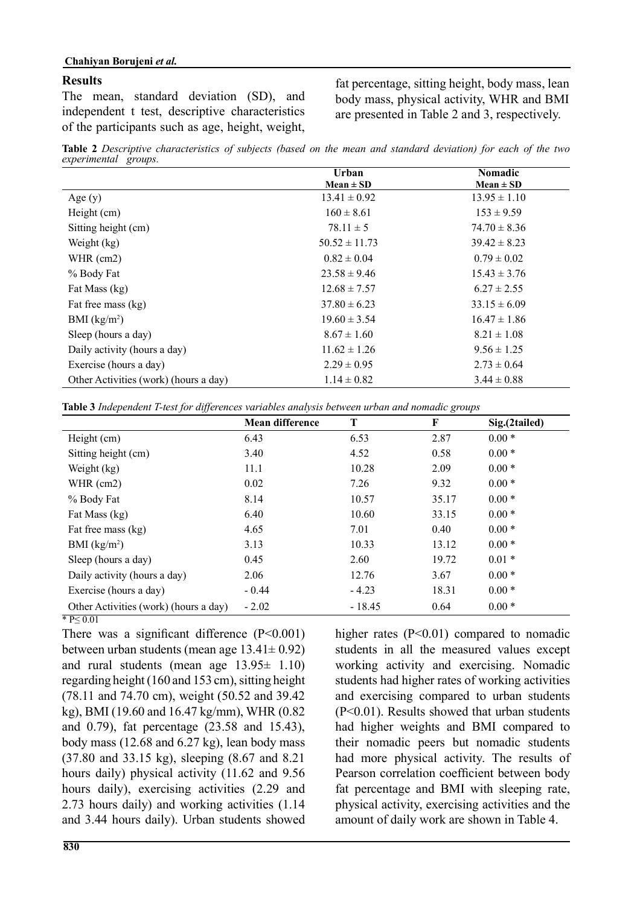## Results

The mean, standard deviation (SD), and independent t test, descriptive characteristics of the participants such as age, height, weight, fat percentage, sitting height, body mass, lean body mass, physical activity, WHR and BMI are presented in Table 2 and 3, respectively.

**Table 2** *Descriptive characteristics of subjects (based on the mean and standard deviation) for each of the two experimental groups.*

| | Urban Mean ± SD | Nomadic Mean ± SD |
|---|---|---|
| Age (y) | 13.41 ± 0.92 | 13.95 ± 1.10 |
| Height (cm) | 160 ± 8.61 | 153 ± 9.59 |
| Sitting height (cm) | 78.11 ± 5 | 74.70 ± 8.36 |
| Weight (kg) | 50.52 ± 11.73 | 39.42 ± 8.23 |
| WHR (cm2) | 0.82 ± 0.04 | 0.79 ± 0.02 |
| % Body Fat | 23.58 ± 9.46 | 15.43 ± 3.76 |
| Fat Mass (kg) | 12.68 ± 7.57 | 6.27 ± 2.55 |
| Fat free mass (kg) | 37.80 ± 6.23 | 33.15 ± 6.09 |
| BMI ($kg/m^2$) | 19.60 ± 3.54 | 16.47 ± 1.86 |
| Sleep (hours a day) | 8.67 ± 1.60 | 8.21 ± 1.08 |
| Daily activity (hours a day) | 11.62 ± 1.26 | 9.56 ± 1.25 |
| Exercise (hours a day) | 2.29 ± 0.95 | 2.73 ± 0.64 |
| Other Activities (work) (hours a day) | 1.14 ± 0.82 | 3.44 ± 0.88 |

**Table 3** *Independent T-test for differences variables analysis between urban and nomadic groups*

| | Mean difference | T | F | Sig.(2tailed) |
|---|---|---|---|---|
| Height (cm) | 6.43 | 6.53 | 2.87 | 0.00 * |
| Sitting height (cm) | 3.40 | 4.52 | 0.58 | 0.00 * |
| Weight (kg) | 11.1 | 10.28 | 2.09 | 0.00 * |
| WHR (cm2) | 0.02 | 7.26 | 9.32 | 0.00 * |
| % Body Fat | 8.14 | 10.57 | 35.17 | 0.00 * |
| Fat Mass (kg) | 6.40 | 10.60 | 33.15 | 0.00 * |
| Fat free mass (kg) | 4.65 | 7.01 | 0.40 | 0.00 * |
| BMI ($kg/m^2$) | 3.13 | 10.33 | 13.12 | 0.00 * |
| Sleep (hours a day) | 0.45 | 2.60 | 19.72 | 0.01 * |
| Daily activity (hours a day) | 2.06 | 12.76 | 3.67 | 0.00 * |
| Exercise (hours a day) | - 0.44 | - 4.23 | 18.31 | 0.00 * |
| Other Activities (work) (hours a day) | - 2.02 | - 18.45 | 0.64 | 0.00 * |

* $P \leq 0.01$

There was a significant difference ($P<0.001$) between urban students (mean age 13.41± 0.92) and rural students (mean age 13.95± 1.10) regarding height (160 and 153 cm), sitting height (78.11 and 74.70 cm), weight (50.52 and 39.42 kg), BMI (19.60 and 16.47 kg/mm), WHR (0.82 and 0.79), fat percentage (23.58 and 15.43), body mass (12.68 and 6.27 kg), lean body mass (37.80 and 33.15 kg), sleeping (8.67 and 8.21 hours daily) physical activity (11.62 and 9.56 hours daily), exercising activities (2.29 and 2.73 hours daily) and working activities (1.14 and 3.44 hours daily). Urban students showed higher rates ($P<0.01$) compared to nomadic students in all the measured values except working activity and exercising. Nomadic students had higher rates of working activities and exercising compared to urban students ($P<0.01$). Results showed that urban students had higher weights and BMI compared to their nomadic peers but nomadic students had more physical activity. The results of Pearson correlation coefficient between body fat percentage and BMI with sleeping rate, physical activity, exercising activities and the amount of daily work are shown in Table 4.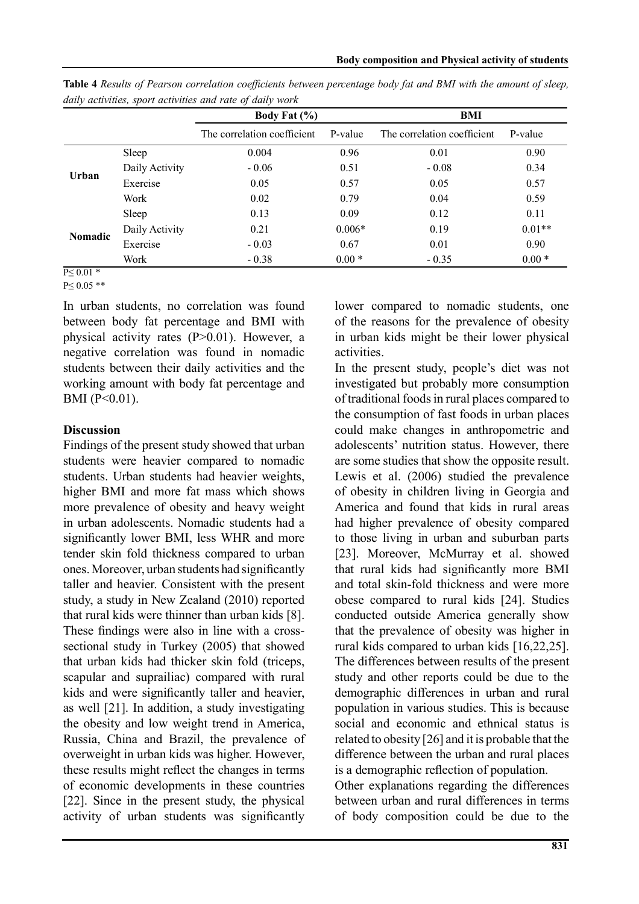**Table 4** *Results of Pearson correlation coefficients between percentage body fat and BMI with the amount of sleep, daily activities, sport activities and rate of daily work*

| | | Body Fat (%) | | BMI | |
|---|---|---|---|---|---|
| | | The correlation coefficient | P-value | The correlation coefficient | P-value |
| Urban | Sleep | 0.004 | 0.96 | 0.01 | 0.90 |
| | Daily Activity | - 0.06 | 0.51 | - 0.08 | 0.34 |
| | Exercise | 0.05 | 0.57 | 0.05 | 0.57 |
| | Work | 0.02 | 0.79 | 0.04 | 0.59 |
| Nomadic | Sleep | 0.13 | 0.09 | 0.12 | 0.11 |
| | Daily Activity | 0.21 | 0.006* | 0.19 | 0.01** |
| | Exercise | - 0.03 | 0.67 | 0.01 | 0.90 |
| | Work | - 0.38 | 0.00 * | - 0.35 | 0.00 * |

P≤ 0.01 *
P≤ 0.05 **

In urban students, no correlation was found between body fat percentage and BMI with physical activity rates (P>0.01). However, a negative correlation was found in nomadic students between their daily activities and the working amount with body fat percentage and BMI (P<0.01).

## Discussion

Findings of the present study showed that urban students were heavier compared to nomadic students. Urban students had heavier weights, higher BMI and more fat mass which shows more prevalence of obesity and heavy weight in urban adolescents. Nomadic students had a significantly lower BMI, less WHR and more tender skin fold thickness compared to urban ones. Moreover, urban students had significantly taller and heavier. Consistent with the present study, a study in New Zealand (2010) reported that rural kids were thinner than urban kids [8]. These findings were also in line with a cross-sectional study in Turkey (2005) that showed that urban kids had thicker skin fold (triceps, scapular and suprailiac) compared with rural kids and were significantly taller and heavier, as well [21]. In addition, a study investigating the obesity and low weight trend in America, Russia, China and Brazil, the prevalence of overweight in urban kids was higher. However, these results might reflect the changes in terms of economic developments in these countries [22]. Since in the present study, the physical activity of urban students was significantly lower compared to nomadic students, one of the reasons for the prevalence of obesity in urban kids might be their lower physical activities.

In the present study, people's diet was not investigated but probably more consumption of traditional foods in rural places compared to the consumption of fast foods in urban places could make changes in anthropometric and adolescents' nutrition status. However, there are some studies that show the opposite result. Lewis et al. (2006) studied the prevalence of obesity in children living in Georgia and America and found that kids in rural areas had higher prevalence of obesity compared to those living in urban and suburban parts [23]. Moreover, McMurray et al. showed that rural kids had significantly more BMI and total skin-fold thickness and were more obese compared to rural kids [24]. Studies conducted outside America generally show that the prevalence of obesity was higher in rural kids compared to urban kids [16,22,25]. The differences between results of the present study and other reports could be due to the demographic differences in urban and rural population in various studies. This is because social and economic and ethnical status is related to obesity [26] and it is probable that the difference between the urban and rural places is a demographic reflection of population.

Other explanations regarding the differences between urban and rural differences in terms of body composition could be due to the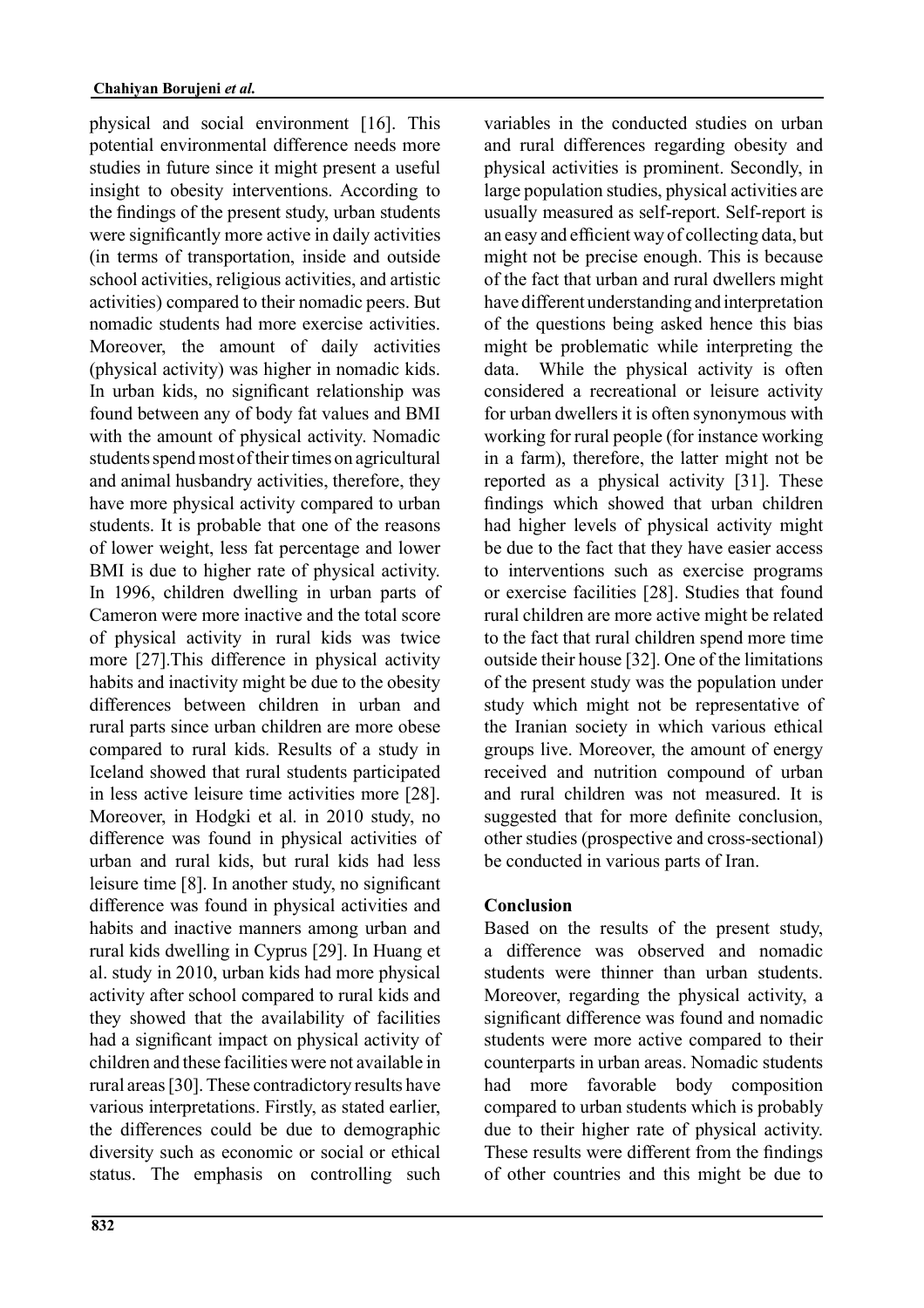physical and social environment [16]. This potential environmental difference needs more studies in future since it might present a useful insight to obesity interventions. According to the findings of the present study, urban students were significantly more active in daily activities (in terms of transportation, inside and outside school activities, religious activities, and artistic activities) compared to their nomadic peers. But nomadic students had more exercise activities. Moreover, the amount of daily activities (physical activity) was higher in nomadic kids. In urban kids, no significant relationship was found between any of body fat values and BMI with the amount of physical activity. Nomadic students spend most of their times on agricultural and animal husbandry activities, therefore, they have more physical activity compared to urban students. It is probable that one of the reasons of lower weight, less fat percentage and lower BMI is due to higher rate of physical activity. In 1996, children dwelling in urban parts of Cameron were more inactive and the total score of physical activity in rural kids was twice more [27].This difference in physical activity habits and inactivity might be due to the obesity differences between children in urban and rural parts since urban children are more obese compared to rural kids. Results of a study in Iceland showed that rural students participated in less active leisure time activities more [28]. Moreover, in Hodgki et al. in 2010 study, no difference was found in physical activities of urban and rural kids, but rural kids had less leisure time [8]. In another study, no significant difference was found in physical activities and habits and inactive manners among urban and rural kids dwelling in Cyprus [29]. In Huang et al. study in 2010, urban kids had more physical activity after school compared to rural kids and they showed that the availability of facilities had a significant impact on physical activity of children and these facilities were not available in rural areas [30]. These contradictory results have various interpretations. Firstly, as stated earlier, the differences could be due to demographic diversity such as economic or social or ethical status. The emphasis on controlling such variables in the conducted studies on urban and rural differences regarding obesity and physical activities is prominent. Secondly, in large population studies, physical activities are usually measured as self-report. Self-report is an easy and efficient way of collecting data, but might not be precise enough. This is because of the fact that urban and rural dwellers might have different understanding and interpretation of the questions being asked hence this bias might be problematic while interpreting the data. While the physical activity is often considered a recreational or leisure activity for urban dwellers it is often synonymous with working for rural people (for instance working in a farm), therefore, the latter might not be reported as a physical activity [31]. These findings which showed that urban children had higher levels of physical activity might be due to the fact that they have easier access to interventions such as exercise programs or exercise facilities [28]. Studies that found rural children are more active might be related to the fact that rural children spend more time outside their house [32]. One of the limitations of the present study was the population under study which might not be representative of the Iranian society in which various ethical groups live. Moreover, the amount of energy received and nutrition compound of urban and rural children was not measured. It is suggested that for more definite conclusion, other studies (prospective and cross-sectional) be conducted in various parts of Iran.

## Conclusion

Based on the results of the present study, a difference was observed and nomadic students were thinner than urban students. Moreover, regarding the physical activity, a significant difference was found and nomadic students were more active compared to their counterparts in urban areas. Nomadic students had more favorable body composition compared to urban students which is probably due to their higher rate of physical activity. These results were different from the findings of other countries and this might be due to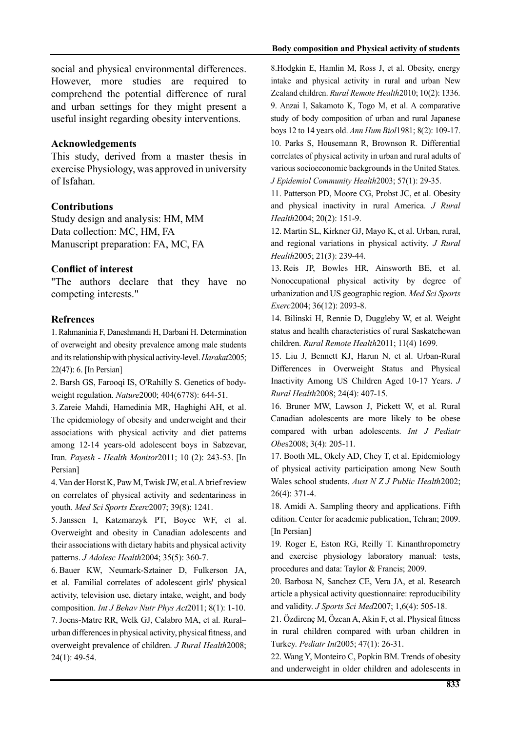social and physical environmental differences. However, more studies are required to comprehend the potential difference of rural and urban settings for they might present a useful insight regarding obesity interventions.

## Acknowledgements

This study, derived from a master thesis in exercise Physiology, was approved in university of Isfahan.

## Contributions

Study design and analysis: HM, MM
Data collection: MC, HM, FA
Manuscript preparation: FA, MC, FA

## Conflict of interest

"The authors declare that they have no competing interests."

## Refrences

1. Rahmaninia F, Daneshmandi H, Darbani H. Determination of overweight and obesity prevalence among male students and its relationship with physical activity-level. *Harakat*2005; 22(47): 6. [In Persian]

2. Barsh GS, Farooqi IS, O'Rahilly S. Genetics of body-weight regulation. *Nature*2000; 404(6778): 644-51.

3. Zareie Mahdi, Hamedinia MR, Haghighi AH, et al. The epidemiology of obesity and underweight and their associations with physical activity and diet patterns among 12-14 years-old adolescent boys in Sabzevar, Iran. *Payesh - Health Monitor*2011; 10 (2): 243-53. [In Persian]

4. Van der Horst K, Paw M, Twisk JW, et al. A brief review on correlates of physical activity and sedentariness in youth. *Med Sci Sports Exerc*2007; 39(8): 1241.

5. Janssen I, Katzmarzyk PT, Boyce WF, et al. Overweight and obesity in Canadian adolescents and their associations with dietary habits and physical activity patterns. *J Adolesc Health*2004; 35(5): 360-7.

6. Bauer KW, Neumark-Sztainer D, Fulkerson JA, et al. Familial correlates of adolescent girls' physical activity, television use, dietary intake, weight, and body composition. *Int J Behav Nutr Phys Act*2011; 8(1): 1-10.

7. Joens-Matre RR, Welk GJ, Calabro MA, et al. Rural–urban differences in physical activity, physical fitness, and overweight prevalence of children. *J Rural Health*2008; 24(1): 49-54.

8. Hodgkin E, Hamlin M, Ross J, et al. Obesity, energy intake and physical activity in rural and urban New Zealand children. *Rural Remote Health*2010; 10(2): 1336.

9. Anzai I, Sakamoto K, Togo M, et al. A comparative study of body composition of urban and rural Japanese boys 12 to 14 years old. *Ann Hum Biol*1981; 8(2): 109-17.

10. Parks S, Housemann R, Brownson R. Differential correlates of physical activity in urban and rural adults of various socioeconomic backgrounds in the United States. *J Epidemiol Community Health*2003; 57(1): 29-35.

11. Patterson PD, Moore CG, Probst JC, et al. Obesity and physical inactivity in rural America. *J Rural Health*2004; 20(2): 151-9.

12. Martin SL, Kirkner GJ, Mayo K, et al. Urban, rural, and regional variations in physical activity. *J Rural Health*2005; 21(3): 239-44.

13. Reis JP, Bowles HR, Ainsworth BE, et al. Nonoccupational physical activity by degree of urbanization and US geographic region. *Med Sci Sports Exerc*2004; 36(12): 2093-8.

14. Bilinski H, Rennie D, Duggleby W, et al. Weight status and health characteristics of rural Saskatchewan children. *Rural Remote Health*2011; 11(4) 1699.

15. Liu J, Bennett KJ, Harun N, et al. Urban-Rural Differences in Overweight Status and Physical Inactivity Among US Children Aged 10-17 Years. *J Rural Health*2008; 24(4): 407-15.

16. Bruner MW, Lawson J, Pickett W, et al. Rural Canadian adolescents are more likely to be obese compared with urban adolescents. *Int J Pediatr Obes*2008; 3(4): 205-11.

17. Booth ML, Okely AD, Chey T, et al. Epidemiology of physical activity participation among New South Wales school students. *Aust N Z J Public Health*2002; 26(4): 371-4.

18. Amidi A. Sampling theory and applications. Fifth edition. Center for academic publication, Tehran; 2009. [In Persian]

19. Roger E, Eston RG, Reilly T. Kinanthropometry and exercise physiology laboratory manual: tests, procedures and data: Taylor & Francis; 2009.

20. Barbosa N, Sanchez CE, Vera JA, et al. Research article a physical activity questionnaire: reproducibility and validity. *J Sports Sci Med*2007; 1,6(4): 505-18.

21. Özdirenç M, Özcan A, Akin F, et al. Physical fitness in rural children compared with urban children in Turkey. *Pediatr Int*2005; 47(1): 26-31.

22. Wang Y, Monteiro C, Popkin BM. Trends of obesity and underweight in older children and adolescents in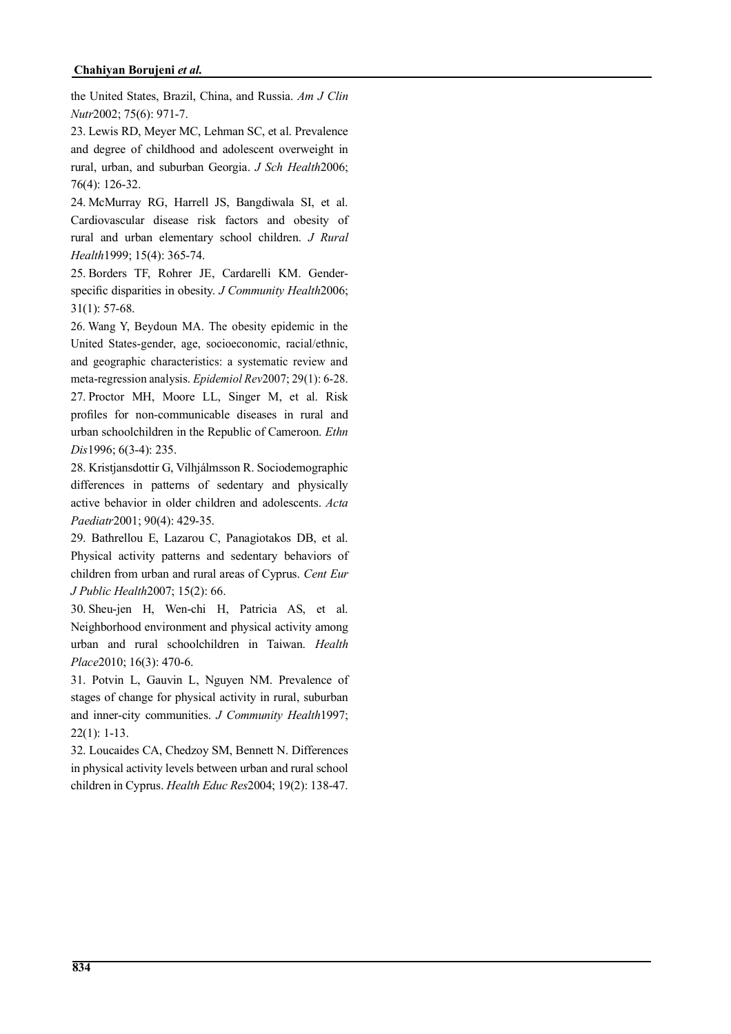the United States, Brazil, China, and Russia. *Am J Clin Nutr*2002; 75(6): 971-7.

23. Lewis RD, Meyer MC, Lehman SC, et al. Prevalence and degree of childhood and adolescent overweight in rural, urban, and suburban Georgia. *J Sch Health*2006; 76(4): 126-32.

24. McMurray RG, Harrell JS, Bangdiwala SI, et al. Cardiovascular disease risk factors and obesity of rural and urban elementary school children. *J Rural Health*1999; 15(4): 365-74.

25. Borders TF, Rohrer JE, Cardarelli KM. Gender-specific disparities in obesity. *J Community Health*2006; 31(1): 57-68.

26. Wang Y, Beydoun MA. The obesity epidemic in the United States-gender, age, socioeconomic, racial/ethnic, and geographic characteristics: a systematic review and meta-regression analysis. *Epidemiol Rev*2007; 29(1): 6-28.

27. Proctor MH, Moore LL, Singer M, et al. Risk profiles for non-communicable diseases in rural and urban schoolchildren in the Republic of Cameroon. *Ethn Dis*1996; 6(3-4): 235.

28. Kristjansdottir G, Vilhjálmsson R. Sociodemographic differences in patterns of sedentary and physically active behavior in older children and adolescents. *Acta Paediatr*2001; 90(4): 429-35.

29. Bathrellou E, Lazarou C, Panagiotakos DB, et al. Physical activity patterns and sedentary behaviors of children from urban and rural areas of Cyprus. *Cent Eur J Public Health*2007; 15(2): 66.

30. Sheu-jen H, Wen-chi H, Patricia AS, et al. Neighborhood environment and physical activity among urban and rural schoolchildren in Taiwan. *Health Place*2010; 16(3): 470-6.

31. Potvin L, Gauvin L, Nguyen NM. Prevalence of stages of change for physical activity in rural, suburban and inner-city communities. *J Community Health*1997; 22(1): 1-13.

32. Loucaides CA, Chedzoy SM, Bennett N. Differences in physical activity levels between urban and rural school children in Cyprus. *Health Educ Res*2004; 19(2): 138-47.